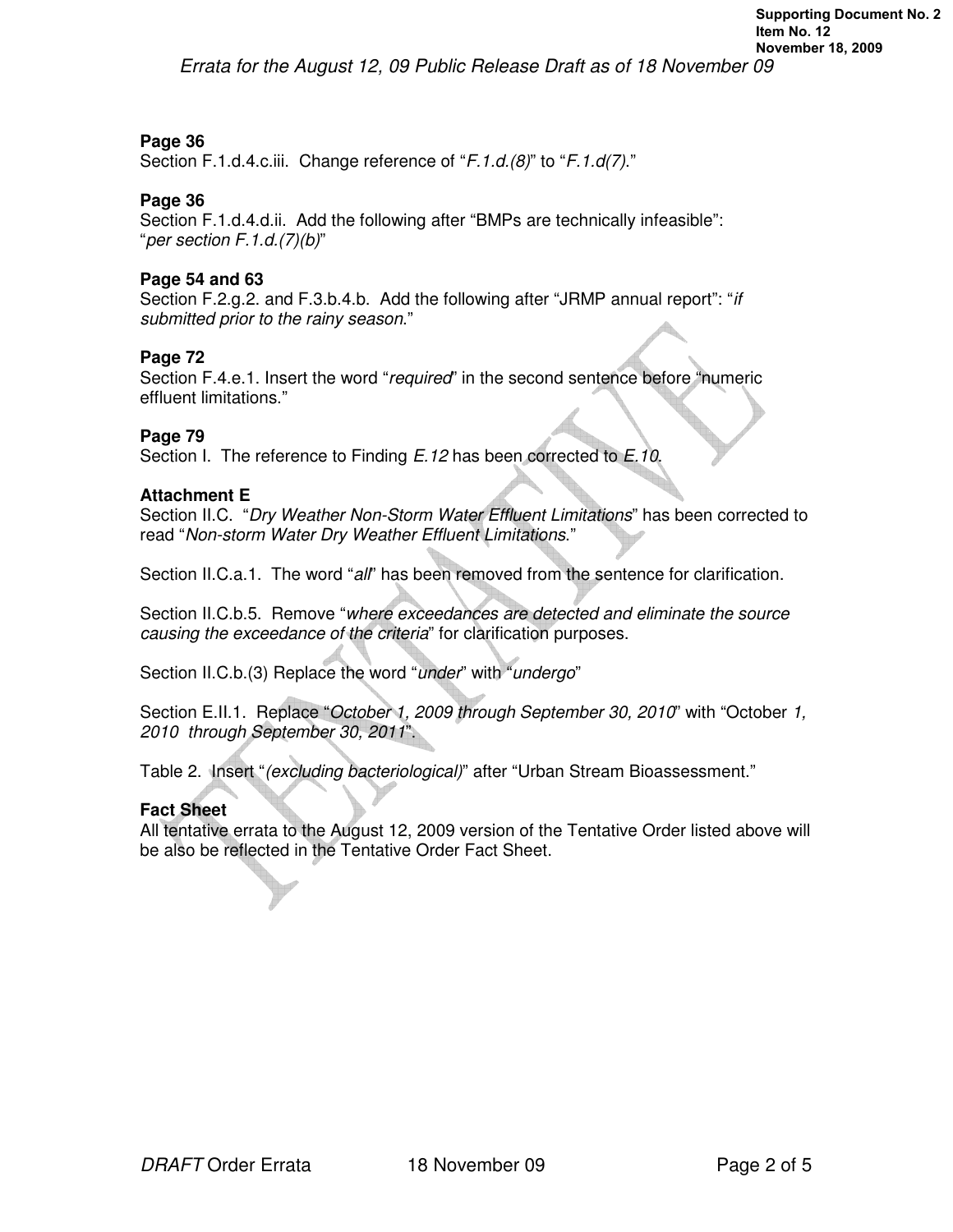*Errata for the August 12, 09 Public Release Draft as of 18 November 09*

### Page 36
Section F.1.d.4.c.iii. Change reference of "*F.1.d.(8)*" to "*F.1.d(7)*."

### Page 36
Section F.1.d.4.d.ii. Add the following after "BMPs are technically infeasible": "*per section F.1.d.(7)(b)*"

### Page 54 and 63
Section F.2.g.2. and F.3.b.4.b. Add the following after "JRMP annual report": "*if submitted prior to the rainy season*."

### Page 72
Section F.4.e.1. Insert the word "*required*" in the second sentence before "numeric effluent limitations."

### Page 79
Section I. The reference to Finding *E.12* has been corrected to *E.10*.

### Attachment E
Section II.C. "*Dry Weather Non-Storm Water Effluent Limitations*" has been corrected to read "*Non-storm Water Dry Weather Effluent Limitations*."

Section II.C.a.1. The word "*all*" has been removed from the sentence for clarification.

Section II.C.b.5. Remove "*where exceedances are detected and eliminate the source causing the exceedance of the criteria*" for clarification purposes.

Section II.C.b.(3) Replace the word "*under*" with "*undergo*"

Section E.II.1. Replace "*October 1, 2009 through September 30, 2010*" with "October *1, 2010 through September 30, 2011*".

Table 2. Insert "*(excluding bacteriological)*" after "Urban Stream Bioassessment."

### Fact Sheet
All tentative errata to the August 12, 2009 version of the Tentative Order listed above will be also be reflected in the Tentative Order Fact Sheet.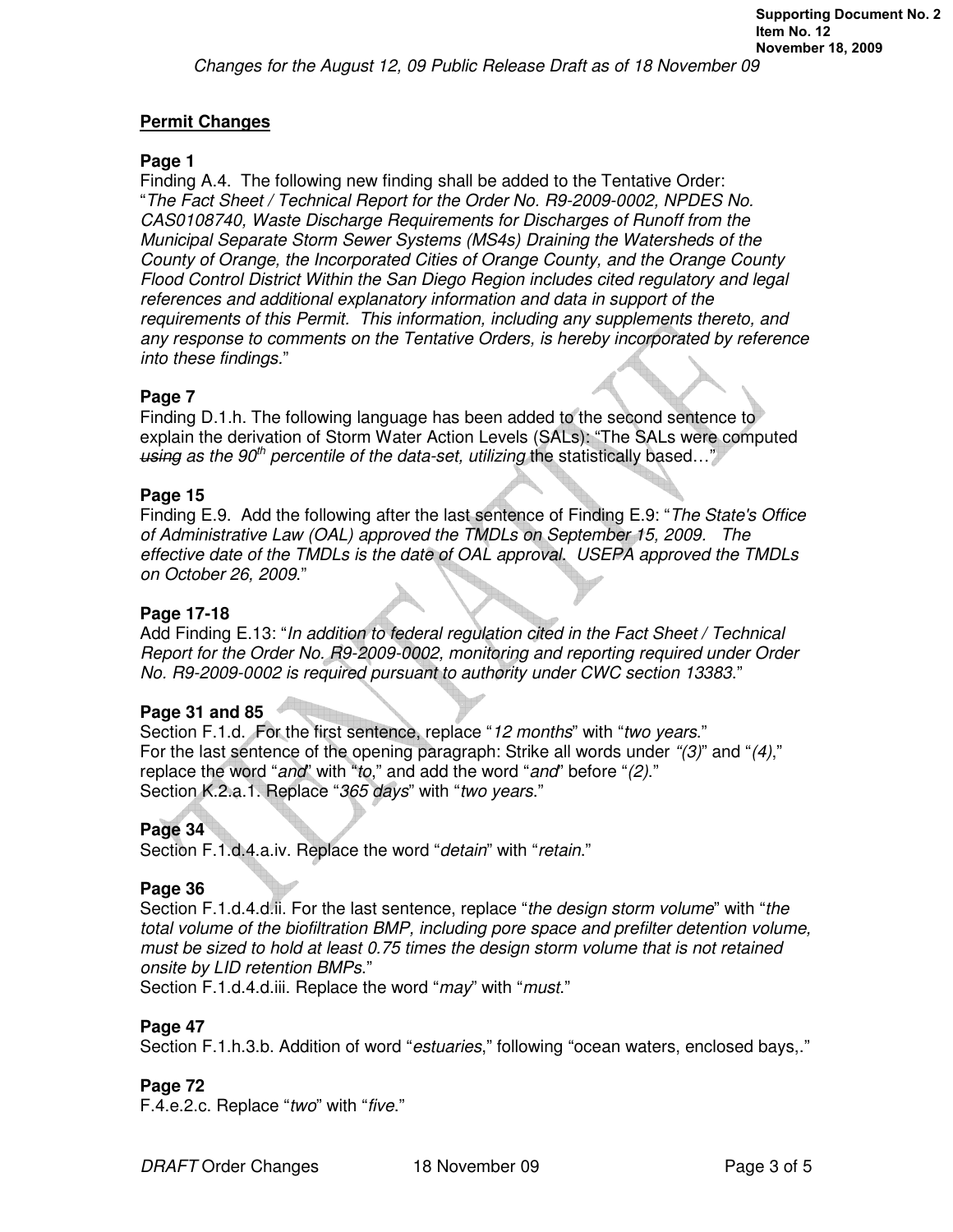Changes for the August 12, 09 Public Release Draft as of 18 November 09

## Permit Changes

### Page 1

Finding A.4. The following new finding shall be added to the Tentative Order: "*The Fact Sheet / Technical Report for the Order No. R9-2009-0002, NPDES No. CAS0108740, Waste Discharge Requirements for Discharges of Runoff from the Municipal Separate Storm Sewer Systems (MS4s) Draining the Watersheds of the County of Orange, the Incorporated Cities of Orange County, and the Orange County Flood Control District Within the San Diego Region includes cited regulatory and legal references and additional explanatory information and data in support of the requirements of this Permit. This information, including any supplements thereto, and any response to comments on the Tentative Orders, is hereby incorporated by reference into these findings.*"

### Page 7

Finding D.1.h. The following language has been added to the second sentence to explain the derivation of Storm Water Action Levels (SALs): "The SALs were computed ~~*using*~~ *as the 90th percentile of the data-set, utilizing* the statistically based…"

### Page 15

Finding E.9. Add the following after the last sentence of Finding E.9: "*The State's Office of Administrative Law (OAL) approved the TMDLs on September 15, 2009. The effective date of the TMDLs is the date of OAL approval. USEPA approved the TMDLs on October 26, 2009.*"

### Page 17-18

Add Finding E.13: "*In addition to federal regulation cited in the Fact Sheet / Technical Report for the Order No. R9-2009-0002, monitoring and reporting required under Order No. R9-2009-0002 is required pursuant to authority under CWC section 13383.*"

### Page 31 and 85

Section F.1.d. For the first sentence, replace "*12 months*" with "*two years*."
For the last sentence of the opening paragraph: Strike all words under "*(3)*" and "*(4)*," replace the word "*and*" with "*to*," and add the word "*and*" before "*(2)*."
Section K.2.a.1. Replace "*365 days*" with "*two years*."

### Page 34

Section F.1.d.4.a.iv. Replace the word "*detain*" with "*retain*."

### Page 36

Section F.1.d.4.d.ii. For the last sentence, replace "*the design storm volume*" with "*the total volume of the biofiltration BMP, including pore space and prefilter detention volume, must be sized to hold at least 0.75 times the design storm volume that is not retained onsite by LID retention BMPs*."
Section F.1.d.4.d.iii. Replace the word "*may*" with "*must*."

### Page 47

Section F.1.h.3.b. Addition of word "*estuaries*," following "ocean waters, enclosed bays,."

### Page 72

F.4.e.2.c. Replace "*two*" with "*five*."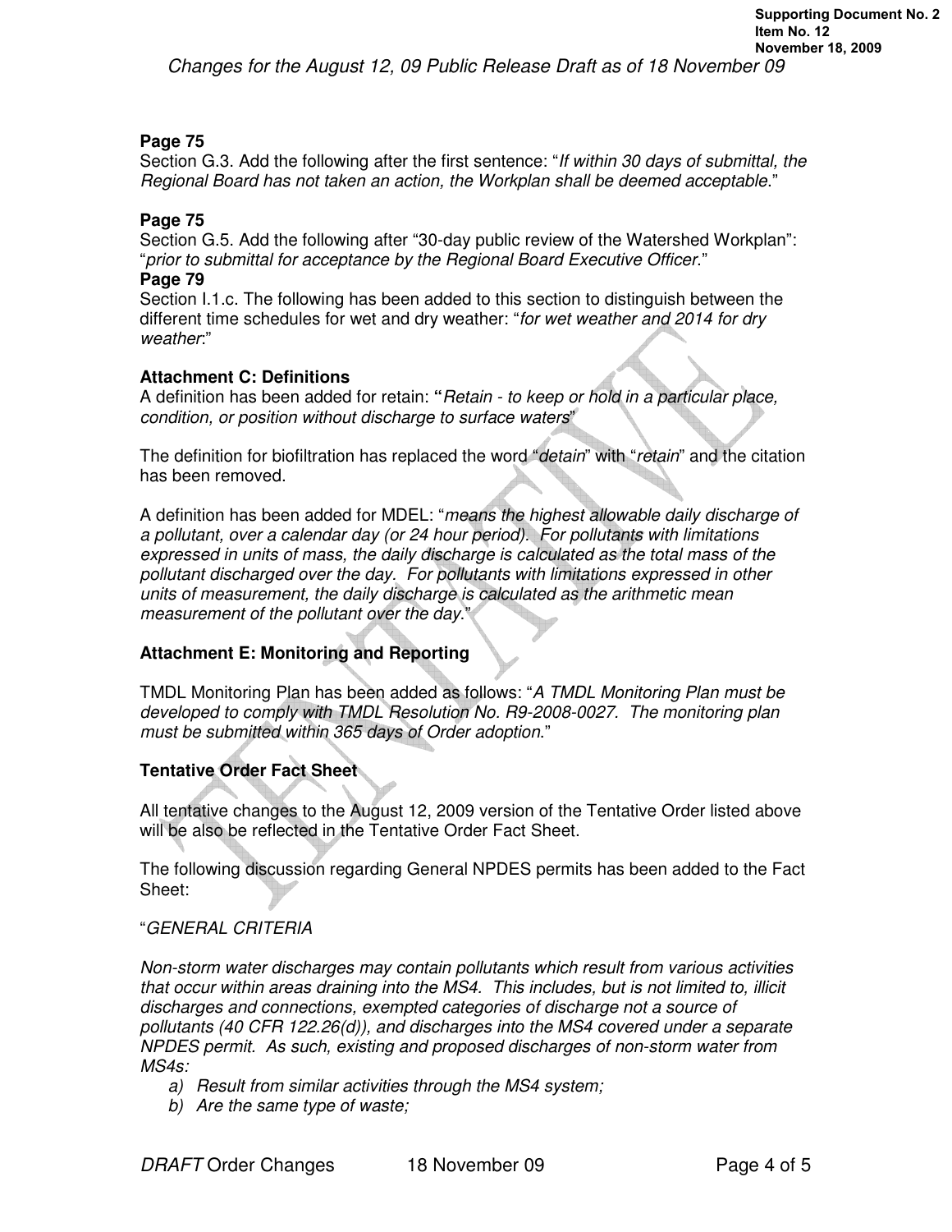**Page 75**

Section G.3. Add the following after the first sentence: "*If within 30 days of submittal, the Regional Board has not taken an action, the Workplan shall be deemed acceptable.*"

**Page 75**

Section G.5. Add the following after "30-day public review of the Watershed Workplan": "*prior to submittal for acceptance by the Regional Board Executive Officer.*"

**Page 79**

Section I.1.c. The following has been added to this section to distinguish between the different time schedules for wet and dry weather: "*for wet weather and 2014 for dry weather*:"

**Attachment C: Definitions**

A definition has been added for retain: **"***Retain - to keep or hold in a particular place, condition, or position without discharge to surface waters*"

The definition for biofiltration has replaced the word "*detain*" with "*retain*" and the citation has been removed.

A definition has been added for MDEL: "*means the highest allowable daily discharge of a pollutant, over a calendar day (or 24 hour period). For pollutants with limitations expressed in units of mass, the daily discharge is calculated as the total mass of the pollutant discharged over the day. For pollutants with limitations expressed in other units of measurement, the daily discharge is calculated as the arithmetic mean measurement of the pollutant over the day.*"

**Attachment E: Monitoring and Reporting**

TMDL Monitoring Plan has been added as follows: "*A TMDL Monitoring Plan must be developed to comply with TMDL Resolution No. R9-2008-0027. The monitoring plan must be submitted within 365 days of Order adoption.*"

**Tentative Order Fact Sheet**

All tentative changes to the August 12, 2009 version of the Tentative Order listed above will be also be reflected in the Tentative Order Fact Sheet.

The following discussion regarding General NPDES permits has been added to the Fact Sheet:

"*GENERAL CRITERIA*

*Non-storm water discharges may contain pollutants which result from various activities that occur within areas draining into the MS4. This includes, but is not limited to, illicit discharges and connections, exempted categories of discharge not a source of pollutants (40 CFR 122.26(d)), and discharges into the MS4 covered under a separate NPDES permit. As such, existing and proposed discharges of non-storm water from MS4s:*

a) *Result from similar activities through the MS4 system;*
b) *Are the same type of waste;*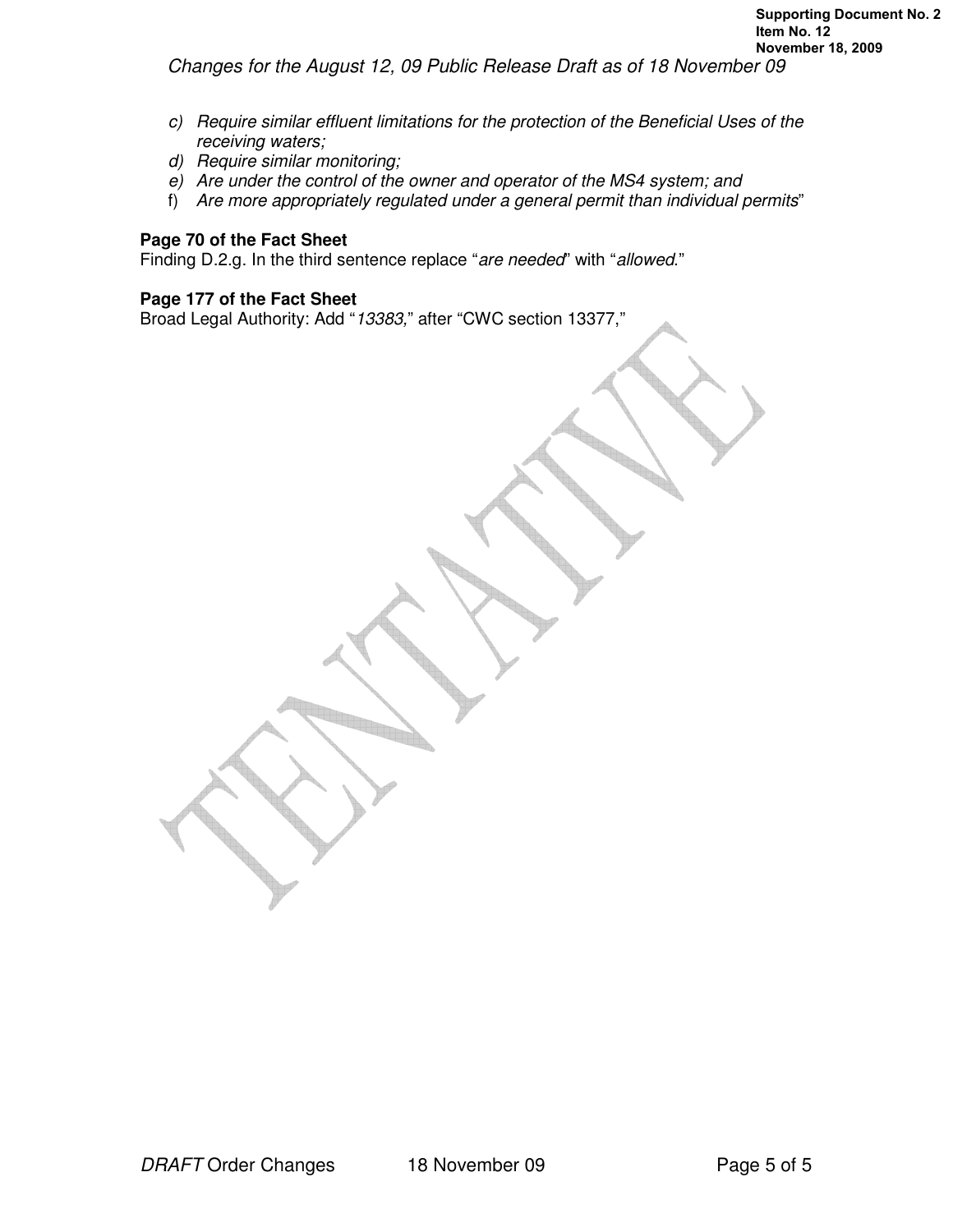c) *Require similar effluent limitations for the protection of the Beneficial Uses of the receiving waters;*
d) *Require similar monitoring;*
e) *Are under the control of the owner and operator of the MS4 system; and*
f) *Are more appropriately regulated under a general permit than individual permits*"

**Page 70 of the Fact Sheet**
Finding D.2.g. In the third sentence replace "*are needed*" with "*allowed*."

**Page 177 of the Fact Sheet**
Broad Legal Authority: Add "*13383,*" after "CWC section 13377,"